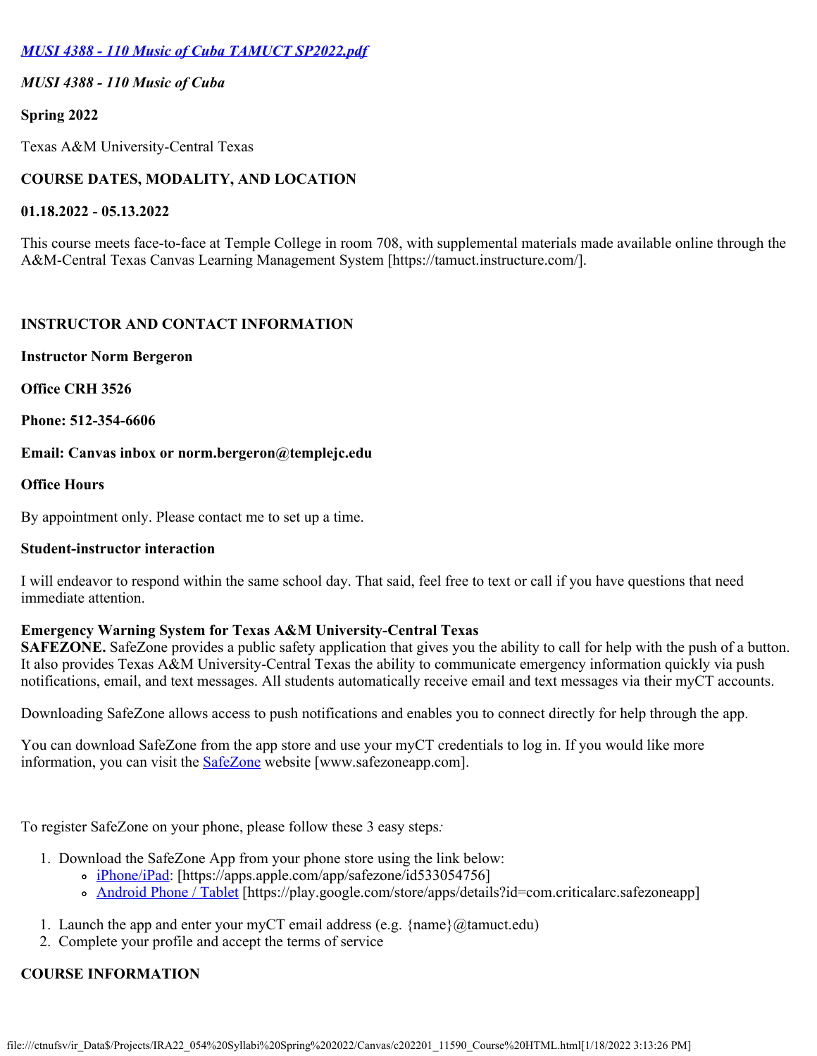*[MUSI 4388 - 110 Music of Cuba TAMUCT SP2022.pdf](MUSI%204388%20-%20110%20Music%20of%20Cuba%20TAMUCT%20SP2022.pdf)*

*MUSI 4388 - 110 Music of Cuba*

**Spring 2022**

Texas A&M University-Central Texas

**COURSE DATES, MODALITY, AND LOCATION**

**01.18.2022 - 05.13.2022**

This course meets face-to-face at Temple College in room 708, with supplemental materials made available online through the A&M-Central Texas Canvas Learning Management System [https://tamuct.instructure.com/].

**INSTRUCTOR AND CONTACT INFORMATION**

**Instructor Norm Bergeron**

**Office CRH 3526**

**Phone: 512-354-6606**

**Email: Canvas inbox or norm.bergeron@templejc.edu**

**Office Hours**

By appointment only. Please contact me to set up a time.

**Student-instructor interaction**

I will endeavor to respond within the same school day. That said, feel free to text or call if you have questions that need immediate attention.

**Emergency Warning System for Texas A&M University-Central Texas**
**SAFEZONE.** SafeZone provides a public safety application that gives you the ability to call for help with the push of a button. It also provides Texas A&M University-Central Texas the ability to communicate emergency information quickly via push notifications, email, and text messages. All students automatically receive email and text messages via their myCT accounts.

Downloading SafeZone allows access to push notifications and enables you to connect directly for help through the app.

You can download SafeZone from the app store and use your myCT credentials to log in. If you would like more information, you can visit the [SafeZone](http://www.safezoneapp.com) website [www.safezoneapp.com].

To register SafeZone on your phone, please follow these 3 easy steps*:*

1. Download the SafeZone App from your phone store using the link below:
   - [iPhone/iPad](https://apps.apple.com/app/safezone/id533054756): [https://apps.apple.com/app/safezone/id533054756]
   - [Android Phone / Tablet](https://play.google.com/store/apps/details?id=com.criticalarc.safezoneapp) [https://play.google.com/store/apps/details?id=com.criticalarc.safezoneapp]

1. Launch the app and enter your myCT email address (e.g. {name}@tamuct.edu)
2. Complete your profile and accept the terms of service

**COURSE INFORMATION**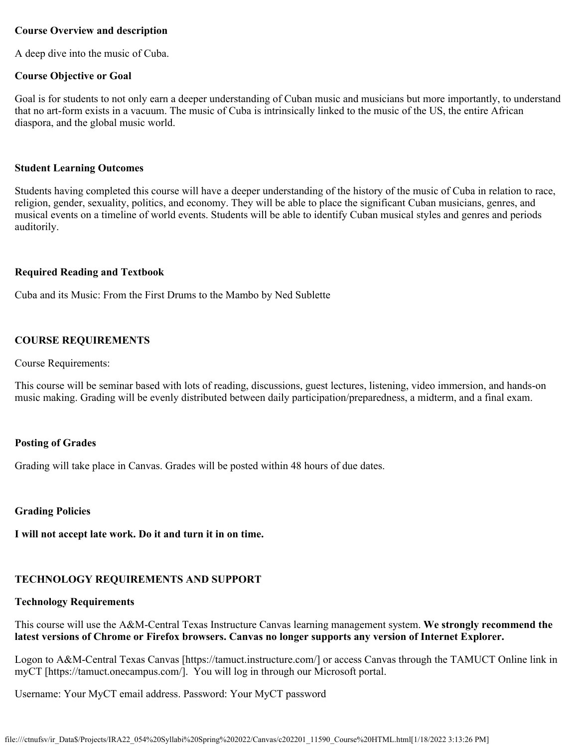**Course Overview and description**

A deep dive into the music of Cuba.

**Course Objective or Goal**

Goal is for students to not only earn a deeper understanding of Cuban music and musicians but more importantly, to understand that no art-form exists in a vacuum. The music of Cuba is intrinsically linked to the music of the US, the entire African diaspora, and the global music world.

**Student Learning Outcomes**

Students having completed this course will have a deeper understanding of the history of the music of Cuba in relation to race, religion, gender, sexuality, politics, and economy. They will be able to place the significant Cuban musicians, genres, and musical events on a timeline of world events. Students will be able to identify Cuban musical styles and genres and periods auditorily.

**Required Reading and Textbook**

Cuba and its Music: From the First Drums to the Mambo by Ned Sublette

## COURSE REQUIREMENTS

Course Requirements:

This course will be seminar based with lots of reading, discussions, guest lectures, listening, video immersion, and hands-on music making. Grading will be evenly distributed between daily participation/preparedness, a midterm, and a final exam.

**Posting of Grades**

Grading will take place in Canvas. Grades will be posted within 48 hours of due dates.

**Grading Policies**

**I will not accept late work. Do it and turn it in on time.**

## TECHNOLOGY REQUIREMENTS AND SUPPORT

**Technology Requirements**

This course will use the A&M-Central Texas Instructure Canvas learning management system. **We strongly recommend the latest versions of Chrome or Firefox browsers. Canvas no longer supports any version of Internet Explorer.**

Logon to A&M-Central Texas Canvas [https://tamuct.instructure.com/] or access Canvas through the TAMUCT Online link in myCT [https://tamuct.onecampus.com/]. You will log in through our Microsoft portal.

Username: Your MyCT email address. Password: Your MyCT password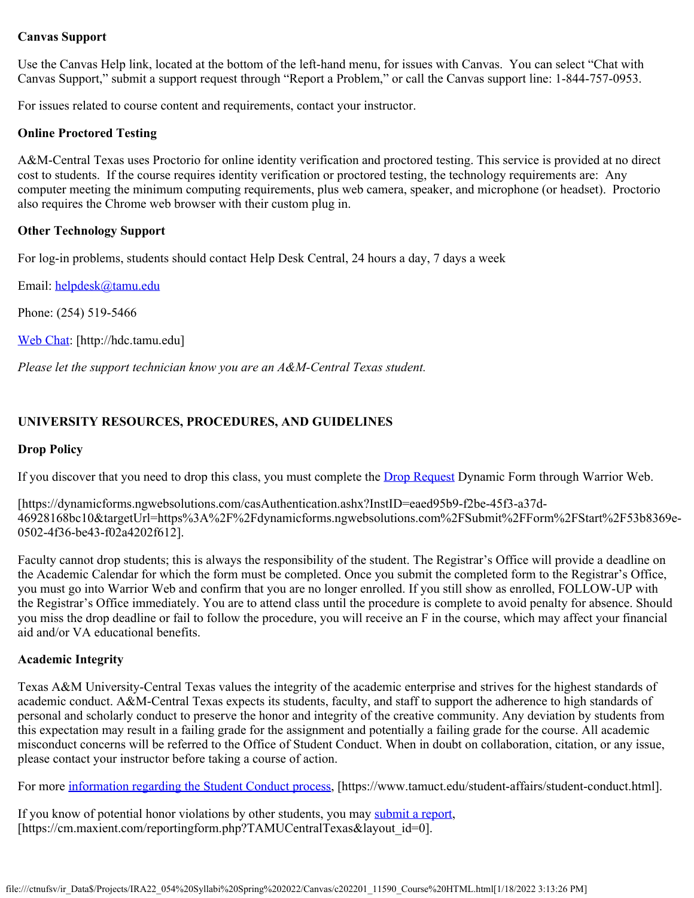**Canvas Support**

Use the Canvas Help link, located at the bottom of the left-hand menu, for issues with Canvas. You can select "Chat with Canvas Support," submit a support request through "Report a Problem," or call the Canvas support line: 1-844-757-0953.

For issues related to course content and requirements, contact your instructor.

**Online Proctored Testing**

A&M-Central Texas uses Proctorio for online identity verification and proctored testing. This service is provided at no direct cost to students. If the course requires identity verification or proctored testing, the technology requirements are: Any computer meeting the minimum computing requirements, plus web camera, speaker, and microphone (or headset). Proctorio also requires the Chrome web browser with their custom plug in.

**Other Technology Support**

For log-in problems, students should contact Help Desk Central, 24 hours a day, 7 days a week

Email: helpdesk@tamu.edu

Phone: (254) 519-5466

Web Chat: [http://hdc.tamu.edu]

*Please let the support technician know you are an A&M-Central Texas student.*

**UNIVERSITY RESOURCES, PROCEDURES, AND GUIDELINES**

**Drop Policy**

If you discover that you need to drop this class, you must complete the Drop Request Dynamic Form through Warrior Web.

[https://dynamicforms.ngwebsolutions.com/casAuthentication.ashx?InstID=eaed95b9-f2be-45f3-a37d-46928168bc10&targetUrl=https%3A%2F%2Fdynamicforms.ngwebsolutions.com%2FSubmit%2FForm%2FStart%2F53b8369e-0502-4f36-be43-f02a4202f612].

Faculty cannot drop students; this is always the responsibility of the student. The Registrar's Office will provide a deadline on the Academic Calendar for which the form must be completed. Once you submit the completed form to the Registrar's Office, you must go into Warrior Web and confirm that you are no longer enrolled. If you still show as enrolled, FOLLOW-UP with the Registrar's Office immediately. You are to attend class until the procedure is complete to avoid penalty for absence. Should you miss the drop deadline or fail to follow the procedure, you will receive an F in the course, which may affect your financial aid and/or VA educational benefits.

**Academic Integrity**

Texas A&M University-Central Texas values the integrity of the academic enterprise and strives for the highest standards of academic conduct. A&M-Central Texas expects its students, faculty, and staff to support the adherence to high standards of personal and scholarly conduct to preserve the honor and integrity of the creative community. Any deviation by students from this expectation may result in a failing grade for the assignment and potentially a failing grade for the course. All academic misconduct concerns will be referred to the Office of Student Conduct. When in doubt on collaboration, citation, or any issue, please contact your instructor before taking a course of action.

For more information regarding the Student Conduct process, [https://www.tamuct.edu/student-affairs/student-conduct.html].

If you know of potential honor violations by other students, you may submit a report, [https://cm.maxient.com/reportingform.php?TAMUCentralTexas&layout_id=0].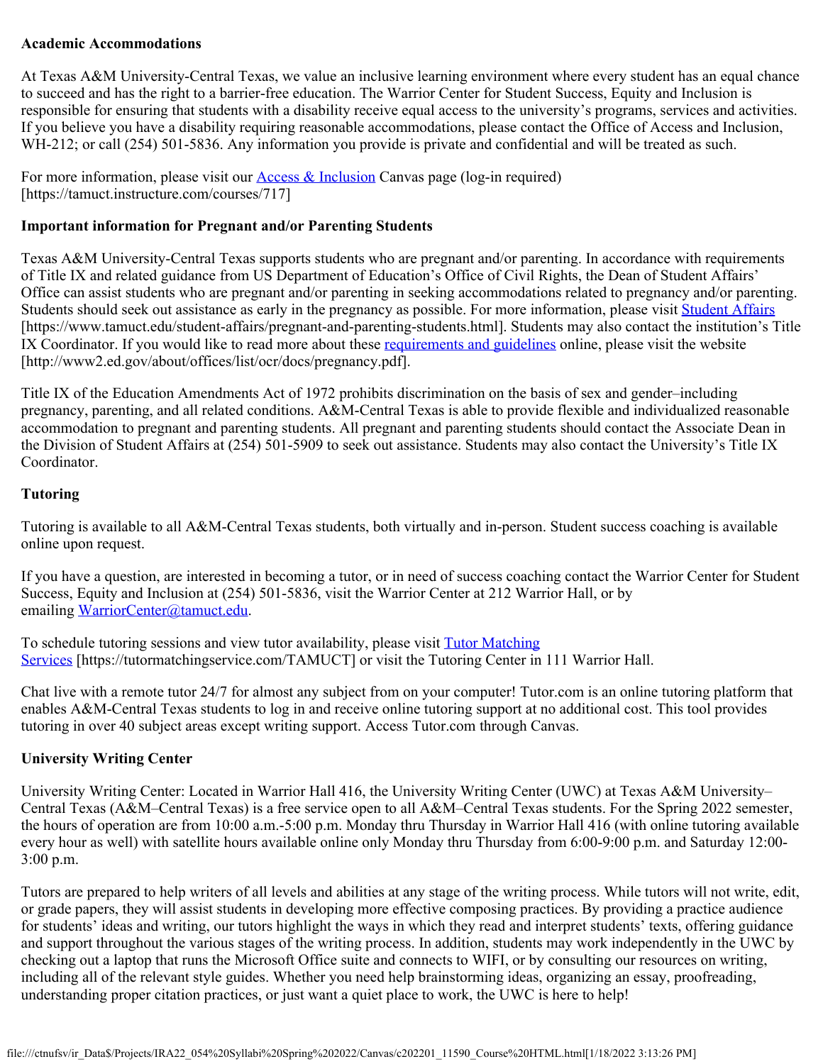**Academic Accommodations**

At Texas A&M University-Central Texas, we value an inclusive learning environment where every student has an equal chance to succeed and has the right to a barrier-free education. The Warrior Center for Student Success, Equity and Inclusion is responsible for ensuring that students with a disability receive equal access to the university's programs, services and activities. If you believe you have a disability requiring reasonable accommodations, please contact the Office of Access and Inclusion, WH-212; or call (254) 501-5836. Any information you provide is private and confidential and will be treated as such.

For more information, please visit our Access & Inclusion Canvas page (log-in required) [https://tamuct.instructure.com/courses/717]

**Important information for Pregnant and/or Parenting Students**

Texas A&M University-Central Texas supports students who are pregnant and/or parenting. In accordance with requirements of Title IX and related guidance from US Department of Education's Office of Civil Rights, the Dean of Student Affairs' Office can assist students who are pregnant and/or parenting in seeking accommodations related to pregnancy and/or parenting. Students should seek out assistance as early in the pregnancy as possible. For more information, please visit Student Affairs [https://www.tamuct.edu/student-affairs/pregnant-and-parenting-students.html]. Students may also contact the institution's Title IX Coordinator. If you would like to read more about these requirements and guidelines online, please visit the website [http://www2.ed.gov/about/offices/list/ocr/docs/pregnancy.pdf].

Title IX of the Education Amendments Act of 1972 prohibits discrimination on the basis of sex and gender–including pregnancy, parenting, and all related conditions. A&M-Central Texas is able to provide flexible and individualized reasonable accommodation to pregnant and parenting students. All pregnant and parenting students should contact the Associate Dean in the Division of Student Affairs at (254) 501-5909 to seek out assistance. Students may also contact the University's Title IX Coordinator.

**Tutoring**

Tutoring is available to all A&M-Central Texas students, both virtually and in-person. Student success coaching is available online upon request.

If you have a question, are interested in becoming a tutor, or in need of success coaching contact the Warrior Center for Student Success, Equity and Inclusion at (254) 501-5836, visit the Warrior Center at 212 Warrior Hall, or by emailing WarriorCenter@tamuct.edu.

To schedule tutoring sessions and view tutor availability, please visit Tutor Matching Services [https://tutormatchingservice.com/TAMUCT] or visit the Tutoring Center in 111 Warrior Hall.

Chat live with a remote tutor 24/7 for almost any subject from on your computer! Tutor.com is an online tutoring platform that enables A&M-Central Texas students to log in and receive online tutoring support at no additional cost. This tool provides tutoring in over 40 subject areas except writing support. Access Tutor.com through Canvas.

**University Writing Center**

University Writing Center: Located in Warrior Hall 416, the University Writing Center (UWC) at Texas A&M University–Central Texas (A&M–Central Texas) is a free service open to all A&M–Central Texas students. For the Spring 2022 semester, the hours of operation are from 10:00 a.m.-5:00 p.m. Monday thru Thursday in Warrior Hall 416 (with online tutoring available every hour as well) with satellite hours available online only Monday thru Thursday from 6:00-9:00 p.m. and Saturday 12:00-3:00 p.m.

Tutors are prepared to help writers of all levels and abilities at any stage of the writing process. While tutors will not write, edit, or grade papers, they will assist students in developing more effective composing practices. By providing a practice audience for students' ideas and writing, our tutors highlight the ways in which they read and interpret students' texts, offering guidance and support throughout the various stages of the writing process. In addition, students may work independently in the UWC by checking out a laptop that runs the Microsoft Office suite and connects to WIFI, or by consulting our resources on writing, including all of the relevant style guides. Whether you need help brainstorming ideas, organizing an essay, proofreading, understanding proper citation practices, or just want a quiet place to work, the UWC is here to help!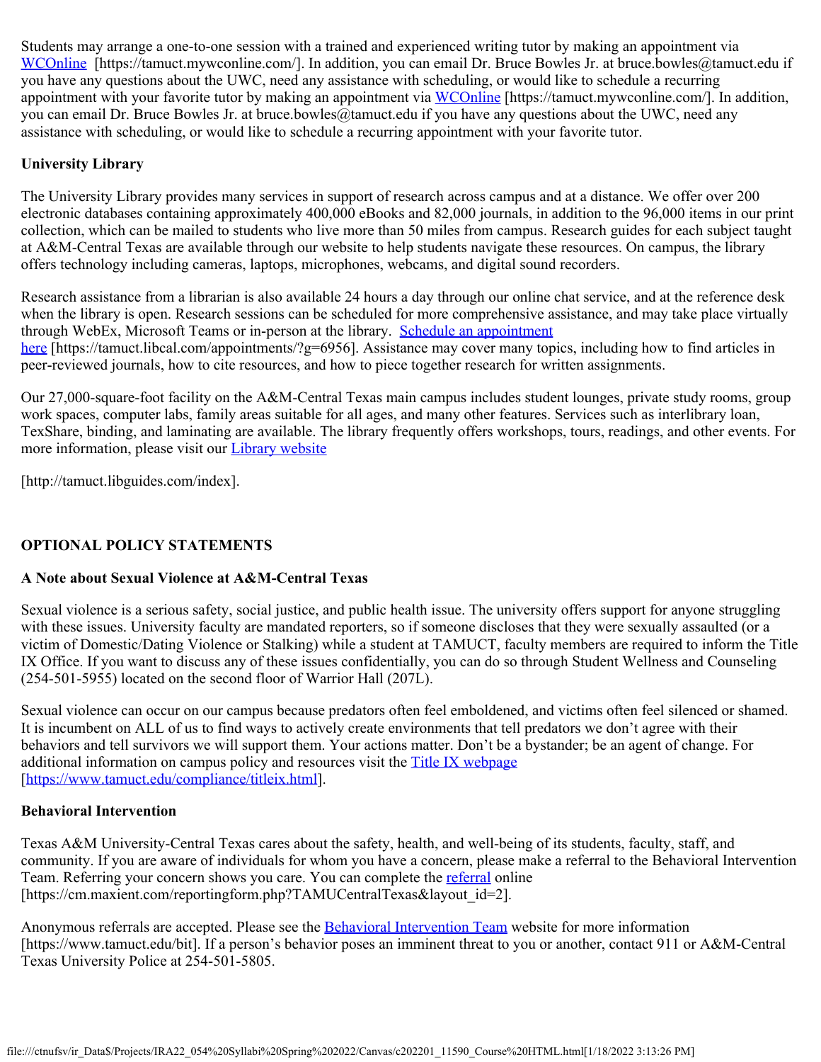Students may arrange a one-to-one session with a trained and experienced writing tutor by making an appointment via [WCOnline](https://tamuct.mywconline.com/) [https://tamuct.mywconline.com/]. In addition, you can email Dr. Bruce Bowles Jr. at bruce.bowles@tamuct.edu if you have any questions about the UWC, need any assistance with scheduling, or would like to schedule a recurring appointment with your favorite tutor by making an appointment via [WCOnline](https://tamuct.mywconline.com/) [https://tamuct.mywconline.com/]. In addition, you can email Dr. Bruce Bowles Jr. at bruce.bowles@tamuct.edu if you have any questions about the UWC, need any assistance with scheduling, or would like to schedule a recurring appointment with your favorite tutor.

**University Library**

The University Library provides many services in support of research across campus and at a distance. We offer over 200 electronic databases containing approximately 400,000 eBooks and 82,000 journals, in addition to the 96,000 items in our print collection, which can be mailed to students who live more than 50 miles from campus. Research guides for each subject taught at A&M-Central Texas are available through our website to help students navigate these resources. On campus, the library offers technology including cameras, laptops, microphones, webcams, and digital sound recorders.

Research assistance from a librarian is also available 24 hours a day through our online chat service, and at the reference desk when the library is open. Research sessions can be scheduled for more comprehensive assistance, and may take place virtually through WebEx, Microsoft Teams or in-person at the library. [Schedule an appointment here](https://tamuct.libcal.com/appointments/?g=6956) [https://tamuct.libcal.com/appointments/?g=6956]. Assistance may cover many topics, including how to find articles in peer-reviewed journals, how to cite resources, and how to piece together research for written assignments.

Our 27,000-square-foot facility on the A&M-Central Texas main campus includes student lounges, private study rooms, group work spaces, computer labs, family areas suitable for all ages, and many other features. Services such as interlibrary loan, TexShare, binding, and laminating are available. The library frequently offers workshops, tours, readings, and other events. For more information, please visit our [Library website](http://tamuct.libguides.com/index)

[http://tamuct.libguides.com/index].

## OPTIONAL POLICY STATEMENTS

**A Note about Sexual Violence at A&M-Central Texas**

Sexual violence is a serious safety, social justice, and public health issue. The university offers support for anyone struggling with these issues. University faculty are mandated reporters, so if someone discloses that they were sexually assaulted (or a victim of Domestic/Dating Violence or Stalking) while a student at TAMUCT, faculty members are required to inform the Title IX Office. If you want to discuss any of these issues confidentially, you can do so through Student Wellness and Counseling (254-501-5955) located on the second floor of Warrior Hall (207L).

Sexual violence can occur on our campus because predators often feel emboldened, and victims often feel silenced or shamed. It is incumbent on ALL of us to find ways to actively create environments that tell predators we don't agree with their behaviors and tell survivors we will support them. Your actions matter. Don't be a bystander; be an agent of change. For additional information on campus policy and resources visit the [Title IX webpage](https://www.tamuct.edu/compliance/titleix.html) [https://www.tamuct.edu/compliance/titleix.html].

**Behavioral Intervention**

Texas A&M University-Central Texas cares about the safety, health, and well-being of its students, faculty, staff, and community. If you are aware of individuals for whom you have a concern, please make a referral to the Behavioral Intervention Team. Referring your concern shows you care. You can complete the [referral](https://cm.maxient.com/reportingform.php?TAMUCentralTexas&layout_id=2) online [https://cm.maxient.com/reportingform.php?TAMUCentralTexas&layout_id=2].

Anonymous referrals are accepted. Please see the [Behavioral Intervention Team](https://www.tamuct.edu/bit) website for more information [https://www.tamuct.edu/bit]. If a person's behavior poses an imminent threat to you or another, contact 911 or A&M-Central Texas University Police at 254-501-5805.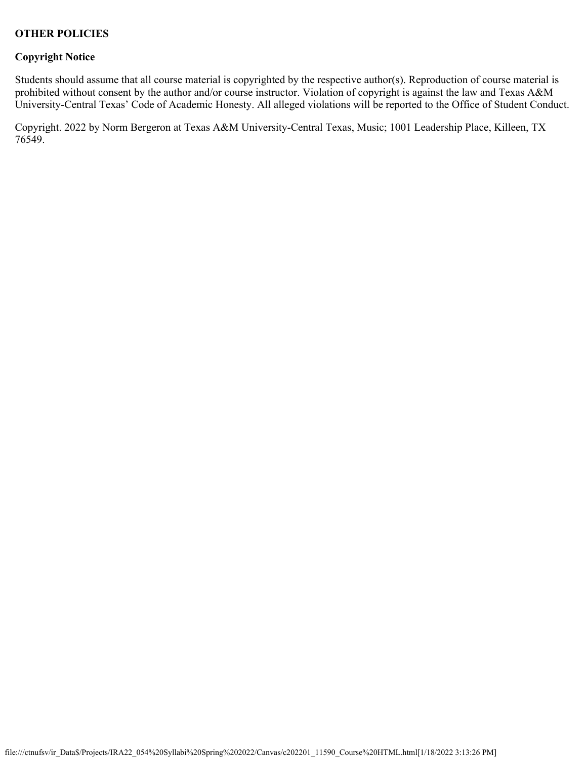**OTHER POLICIES**

**Copyright Notice**

Students should assume that all course material is copyrighted by the respective author(s). Reproduction of course material is prohibited without consent by the author and/or course instructor. Violation of copyright is against the law and Texas A&M University-Central Texas' Code of Academic Honesty. All alleged violations will be reported to the Office of Student Conduct.

Copyright. 2022 by Norm Bergeron at Texas A&M University-Central Texas, Music; 1001 Leadership Place, Killeen, TX 76549.